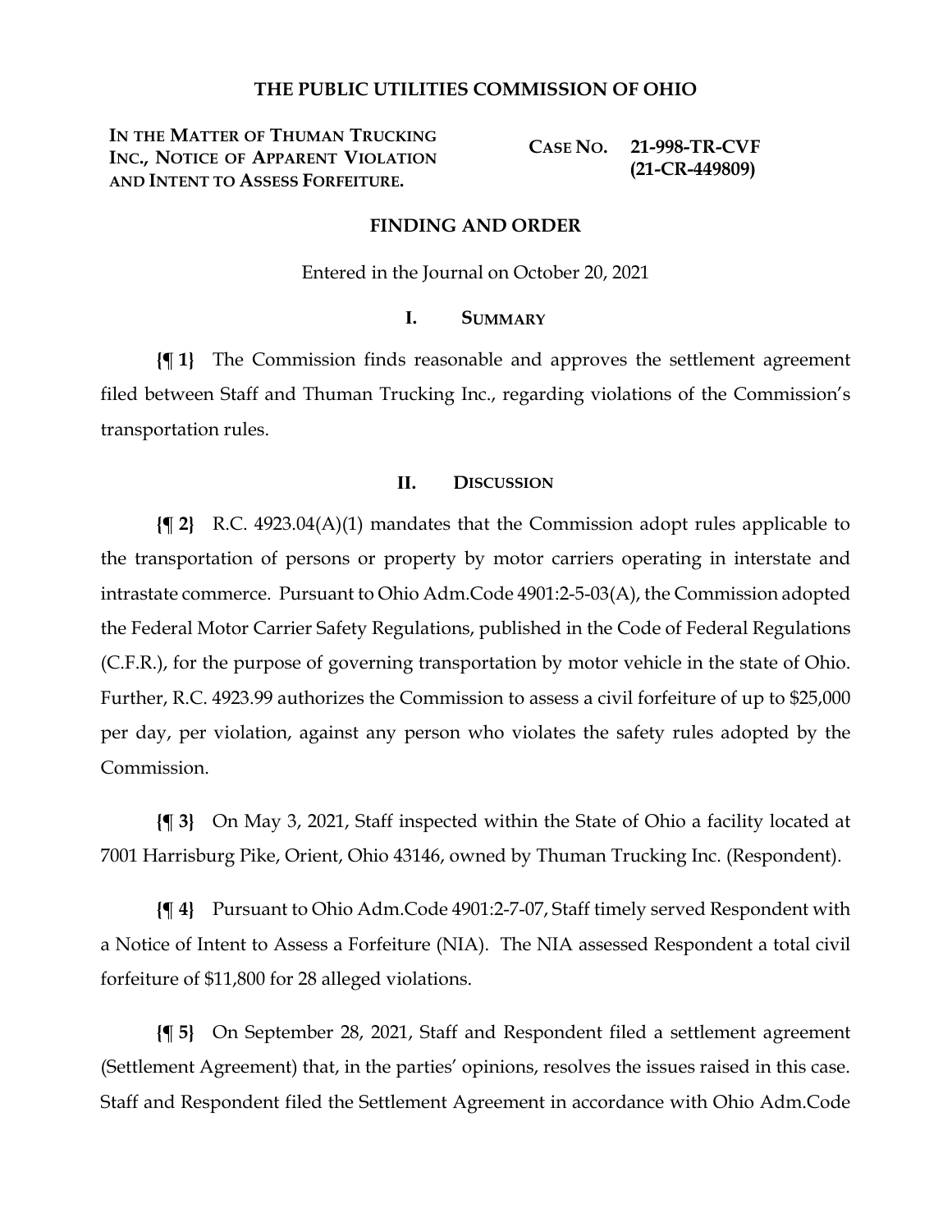# THE PUBLIC UTILITIES COMMISSION OF OHIO

| | |
|---|---|
| **IN THE MATTER OF THUMAN TRUCKING INC., NOTICE OF APPARENT VIOLATION AND INTENT TO ASSESS FORFEITURE.** | **CASE NO. 21-998-TR-CVF (21-CR-449809)** |

## FINDING AND ORDER

Entered in the Journal on October 20, 2021

### I. SUMMARY

**{¶ 1}** The Commission finds reasonable and approves the settlement agreement filed between Staff and Thuman Trucking Inc., regarding violations of the Commission's transportation rules.

### II. DISCUSSION

**{¶ 2}** R.C. 4923.04(A)(1) mandates that the Commission adopt rules applicable to the transportation of persons or property by motor carriers operating in interstate and intrastate commerce. Pursuant to Ohio Adm.Code 4901:2-5-03(A), the Commission adopted the Federal Motor Carrier Safety Regulations, published in the Code of Federal Regulations (C.F.R.), for the purpose of governing transportation by motor vehicle in the state of Ohio. Further, R.C. 4923.99 authorizes the Commission to assess a civil forfeiture of up to $25,000 per day, per violation, against any person who violates the safety rules adopted by the Commission.

**{¶ 3}** On May 3, 2021, Staff inspected within the State of Ohio a facility located at 7001 Harrisburg Pike, Orient, Ohio 43146, owned by Thuman Trucking Inc. (Respondent).

**{¶ 4}** Pursuant to Ohio Adm.Code 4901:2-7-07, Staff timely served Respondent with a Notice of Intent to Assess a Forfeiture (NIA). The NIA assessed Respondent a total civil forfeiture of $11,800 for 28 alleged violations.

**{¶ 5}** On September 28, 2021, Staff and Respondent filed a settlement agreement (Settlement Agreement) that, in the parties' opinions, resolves the issues raised in this case. Staff and Respondent filed the Settlement Agreement in accordance with Ohio Adm.Code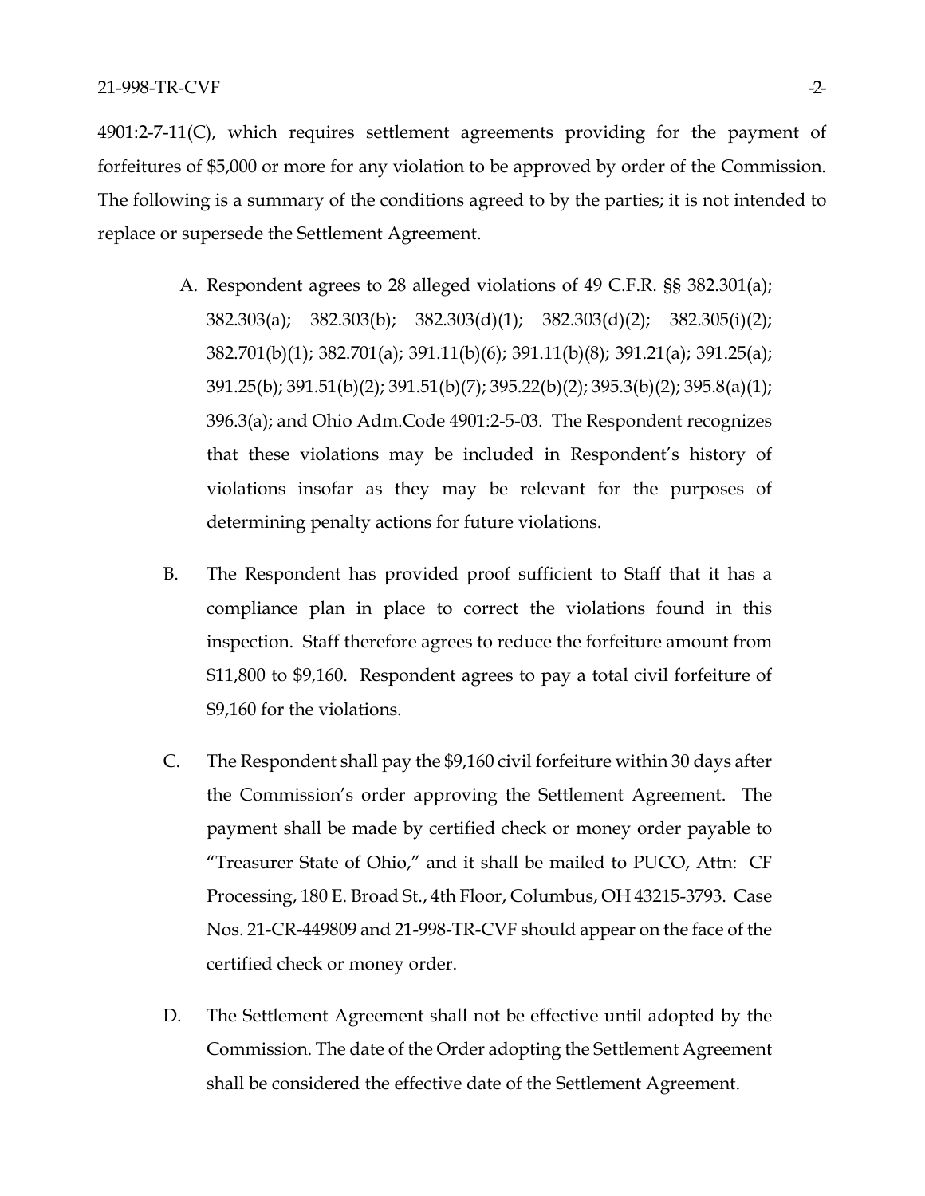4901:2-7-11(C), which requires settlement agreements providing for the payment of forfeitures of $5,000 or more for any violation to be approved by order of the Commission. The following is a summary of the conditions agreed to by the parties; it is not intended to replace or supersede the Settlement Agreement.

A. Respondent agrees to 28 alleged violations of 49 C.F.R. §§ 382.301(a); 382.303(a); 382.303(b); 382.303(d)(1); 382.303(d)(2); 382.305(i)(2); 382.701(b)(1); 382.701(a); 391.11(b)(6); 391.11(b)(8); 391.21(a); 391.25(a); 391.25(b); 391.51(b)(2); 391.51(b)(7); 395.22(b)(2); 395.3(b)(2); 395.8(a)(1); 396.3(a); and Ohio Adm.Code 4901:2-5-03. The Respondent recognizes that these violations may be included in Respondent's history of violations insofar as they may be relevant for the purposes of determining penalty actions for future violations.

B. The Respondent has provided proof sufficient to Staff that it has a compliance plan in place to correct the violations found in this inspection. Staff therefore agrees to reduce the forfeiture amount from $11,800 to $9,160. Respondent agrees to pay a total civil forfeiture of $9,160 for the violations.

C. The Respondent shall pay the $9,160 civil forfeiture within 30 days after the Commission's order approving the Settlement Agreement. The payment shall be made by certified check or money order payable to "Treasurer State of Ohio," and it shall be mailed to PUCO, Attn: CF Processing, 180 E. Broad St., 4th Floor, Columbus, OH 43215-3793. Case Nos. 21-CR-449809 and 21-998-TR-CVF should appear on the face of the certified check or money order.

D. The Settlement Agreement shall not be effective until adopted by the Commission. The date of the Order adopting the Settlement Agreement shall be considered the effective date of the Settlement Agreement.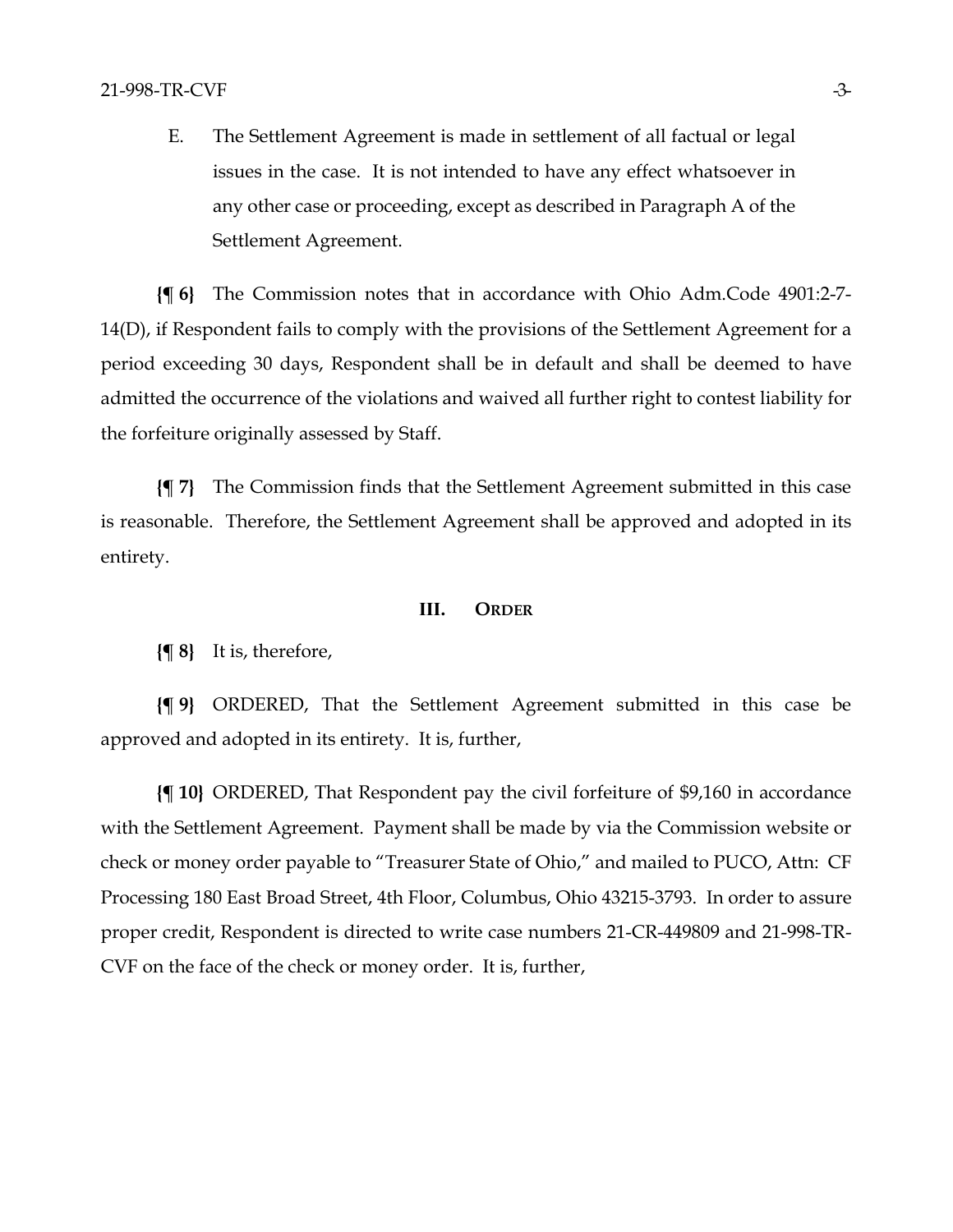E. The Settlement Agreement is made in settlement of all factual or legal issues in the case. It is not intended to have any effect whatsoever in any other case or proceeding, except as described in Paragraph A of the Settlement Agreement.

**{¶ 6}** The Commission notes that in accordance with Ohio Adm.Code 4901:2-7-14(D), if Respondent fails to comply with the provisions of the Settlement Agreement for a period exceeding 30 days, Respondent shall be in default and shall be deemed to have admitted the occurrence of the violations and waived all further right to contest liability for the forfeiture originally assessed by Staff.

**{¶ 7}** The Commission finds that the Settlement Agreement submitted in this case is reasonable. Therefore, the Settlement Agreement shall be approved and adopted in its entirety.

## III. ORDER

**{¶ 8}** It is, therefore,

**{¶ 9}** ORDERED, That the Settlement Agreement submitted in this case be approved and adopted in its entirety. It is, further,

**{¶ 10}** ORDERED, That Respondent pay the civil forfeiture of $9,160 in accordance with the Settlement Agreement. Payment shall be made by via the Commission website or check or money order payable to "Treasurer State of Ohio," and mailed to PUCO, Attn: CF Processing 180 East Broad Street, 4th Floor, Columbus, Ohio 43215-3793. In order to assure proper credit, Respondent is directed to write case numbers 21-CR-449809 and 21-998-TR-CVF on the face of the check or money order. It is, further,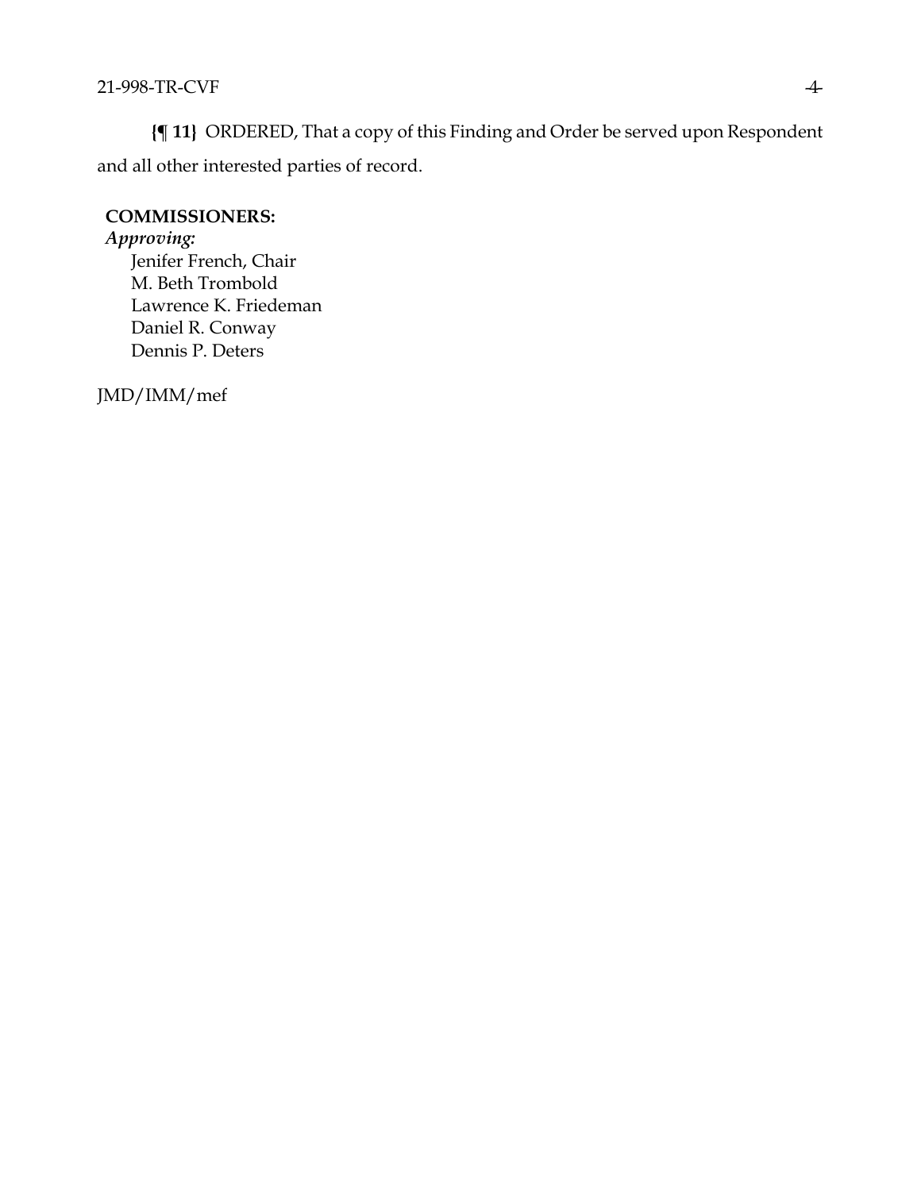**{¶ 11}** ORDERED, That a copy of this Finding and Order be served upon Respondent and all other interested parties of record.

**COMMISSIONERS:**
*Approving:*
Jenifer French, Chair
M. Beth Trombold
Lawrence K. Friedeman
Daniel R. Conway
Dennis P. Deters

JMD/IMM/mef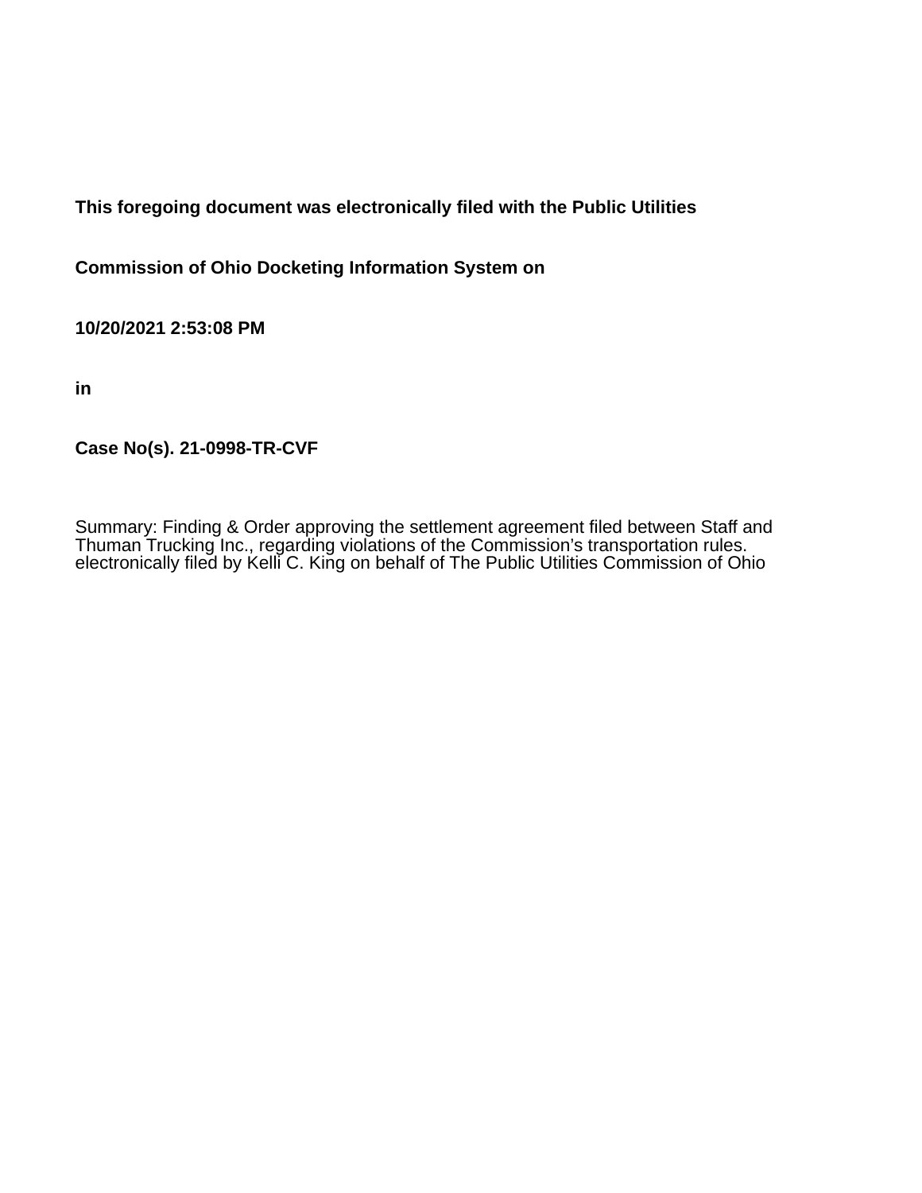**This foregoing document was electronically filed with the Public Utilities**

**Commission of Ohio Docketing Information System on**

**10/20/2021 2:53:08 PM**

**in**

**Case No(s). 21-0998-TR-CVF**

Summary: Finding & Order approving the settlement agreement filed between Staff and Thuman Trucking Inc., regarding violations of the Commission's transportation rules. electronically filed by Kelli C. King on behalf of The Public Utilities Commission of Ohio